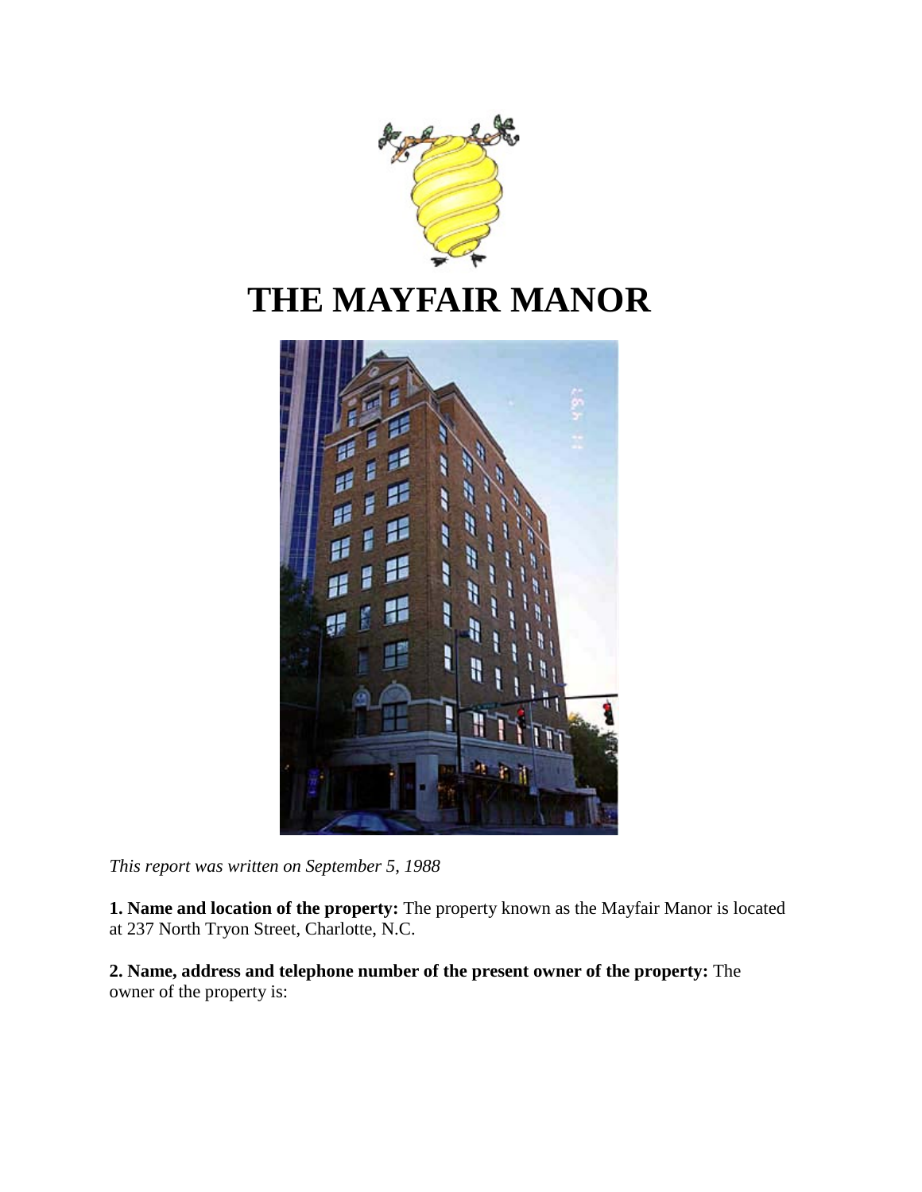# THE MAYFAIR MANOR

*This report was written on September 5, 1988*

**1. Name and location of the property:** The property known as the Mayfair Manor is located at 237 North Tryon Street, Charlotte, N.C.

**2. Name, address and telephone number of the present owner of the property:** The owner of the property is: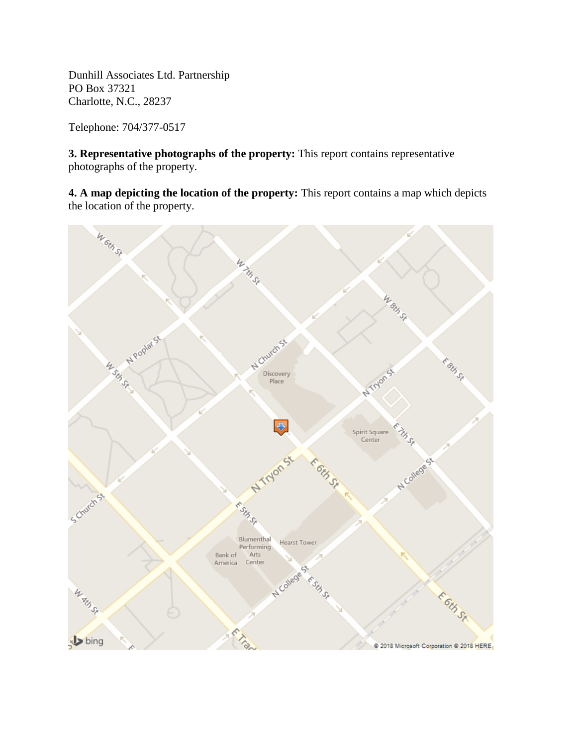Dunhill Associates Ltd. Partnership
PO Box 37321
Charlotte, N.C., 28237

Telephone: 704/377-0517

**3. Representative photographs of the property:** This report contains representative photographs of the property.

**4. A map depicting the location of the property:** This report contains a map which depicts the location of the property.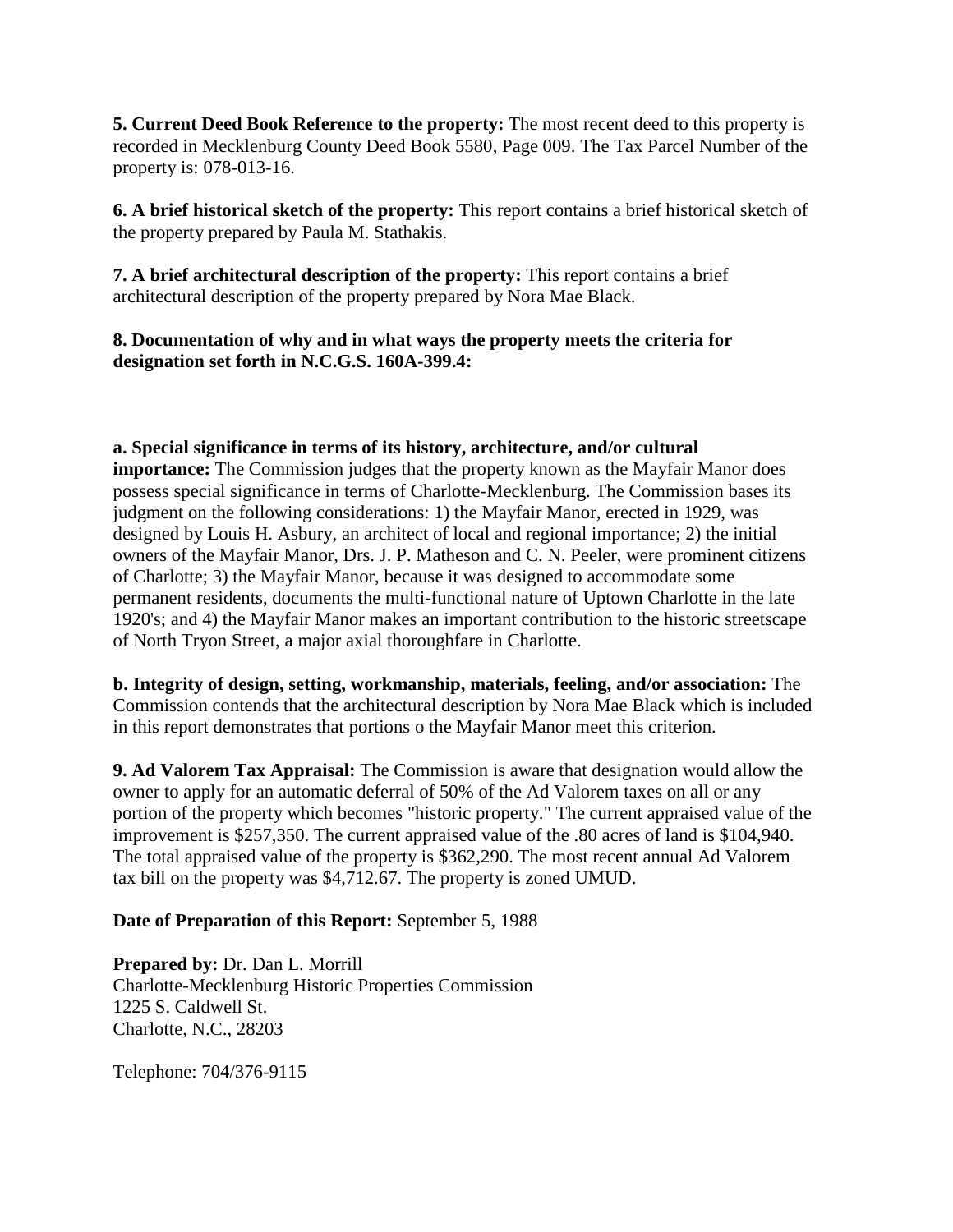**5. Current Deed Book Reference to the property:** The most recent deed to this property is recorded in Mecklenburg County Deed Book 5580, Page 009. The Tax Parcel Number of the property is: 078-013-16.

**6. A brief historical sketch of the property:** This report contains a brief historical sketch of the property prepared by Paula M. Stathakis.

**7. A brief architectural description of the property:** This report contains a brief architectural description of the property prepared by Nora Mae Black.

**8. Documentation of why and in what ways the property meets the criteria for designation set forth in N.C.G.S. 160A-399.4:**

**a. Special significance in terms of its history, architecture, and/or cultural importance:** The Commission judges that the property known as the Mayfair Manor does possess special significance in terms of Charlotte-Mecklenburg. The Commission bases its judgment on the following considerations: 1) the Mayfair Manor, erected in 1929, was designed by Louis H. Asbury, an architect of local and regional importance; 2) the initial owners of the Mayfair Manor, Drs. J. P. Matheson and C. N. Peeler, were prominent citizens of Charlotte; 3) the Mayfair Manor, because it was designed to accommodate some permanent residents, documents the multi-functional nature of Uptown Charlotte in the late 1920's; and 4) the Mayfair Manor makes an important contribution to the historic streetscape of North Tryon Street, a major axial thoroughfare in Charlotte.

**b. Integrity of design, setting, workmanship, materials, feeling, and/or association:** The Commission contends that the architectural description by Nora Mae Black which is included in this report demonstrates that portions o the Mayfair Manor meet this criterion.

**9. Ad Valorem Tax Appraisal:** The Commission is aware that designation would allow the owner to apply for an automatic deferral of 50% of the Ad Valorem taxes on all or any portion of the property which becomes "historic property." The current appraised value of the improvement is $257,350. The current appraised value of the .80 acres of land is $104,940. The total appraised value of the property is $362,290. The most recent annual Ad Valorem tax bill on the property was $4,712.67. The property is zoned UMUD.

**Date of Preparation of this Report:** September 5, 1988

**Prepared by:** Dr. Dan L. Morrill
Charlotte-Mecklenburg Historic Properties Commission
1225 S. Caldwell St.
Charlotte, N.C., 28203

Telephone: 704/376-9115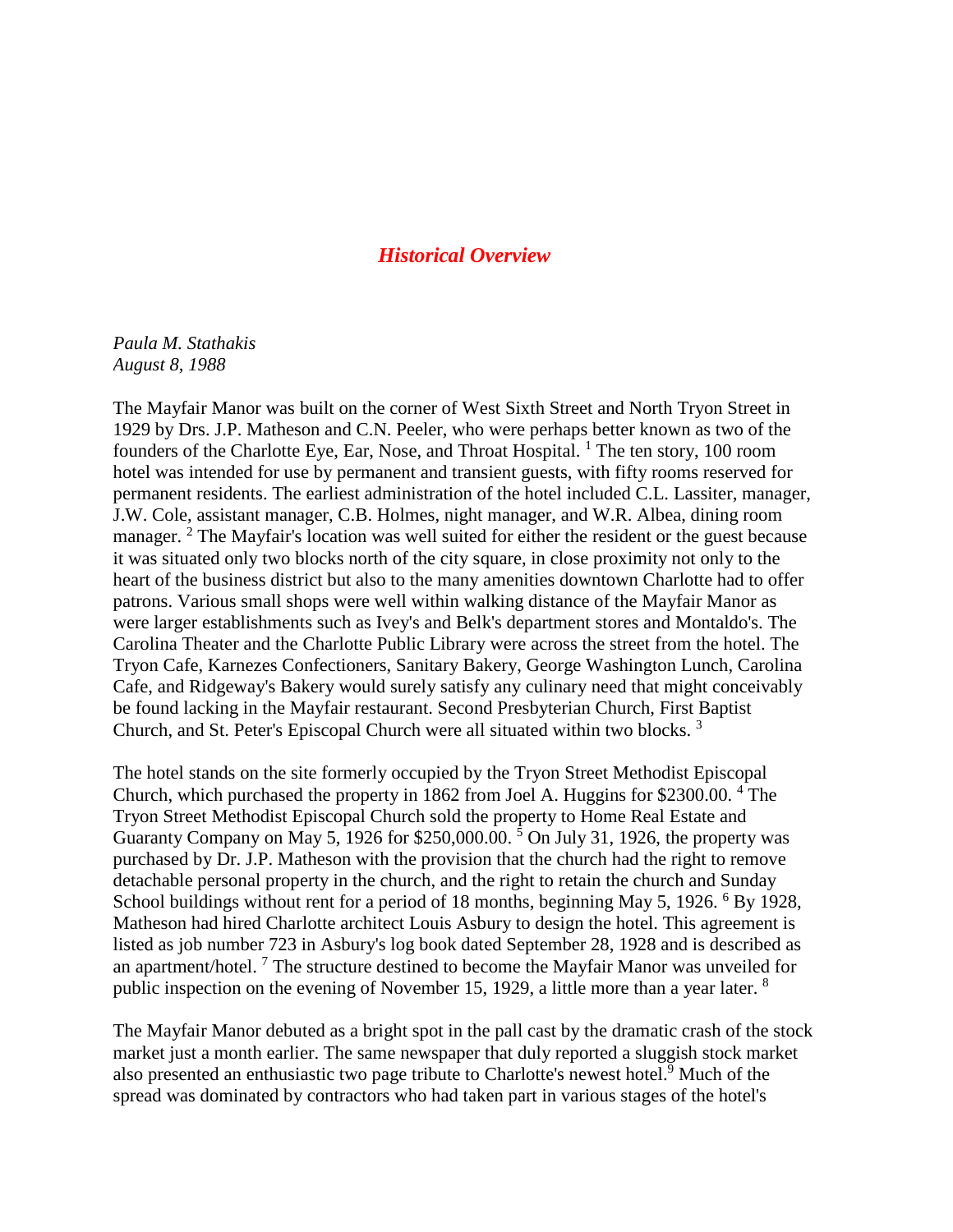## *Historical Overview*

*Paula M. Stathakis*
*August 8, 1988*

The Mayfair Manor was built on the corner of West Sixth Street and North Tryon Street in 1929 by Drs. J.P. Matheson and C.N. Peeler, who were perhaps better known as two of the founders of the Charlotte Eye, Ear, Nose, and Throat Hospital. [1] The ten story, 100 room hotel was intended for use by permanent and transient guests, with fifty rooms reserved for permanent residents. The earliest administration of the hotel included C.L. Lassiter, manager, J.W. Cole, assistant manager, C.B. Holmes, night manager, and W.R. Albea, dining room manager. [2] The Mayfair's location was well suited for either the resident or the guest because it was situated only two blocks north of the city square, in close proximity not only to the heart of the business district but also to the many amenities downtown Charlotte had to offer patrons. Various small shops were well within walking distance of the Mayfair Manor as were larger establishments such as Ivey's and Belk's department stores and Montaldo's. The Carolina Theater and the Charlotte Public Library were across the street from the hotel. The Tryon Cafe, Karnezes Confectioners, Sanitary Bakery, George Washington Lunch, Carolina Cafe, and Ridgeway's Bakery would surely satisfy any culinary need that might conceivably be found lacking in the Mayfair restaurant. Second Presbyterian Church, First Baptist Church, and St. Peter's Episcopal Church were all situated within two blocks. [3]

The hotel stands on the site formerly occupied by the Tryon Street Methodist Episcopal Church, which purchased the property in 1862 from Joel A. Huggins for $2300.00. [4] The Tryon Street Methodist Episcopal Church sold the property to Home Real Estate and Guaranty Company on May 5, 1926 for $250,000.00. [5] On July 31, 1926, the property was purchased by Dr. J.P. Matheson with the provision that the church had the right to remove detachable personal property in the church, and the right to retain the church and Sunday School buildings without rent for a period of 18 months, beginning May 5, 1926. [6] By 1928, Matheson had hired Charlotte architect Louis Asbury to design the hotel. This agreement is listed as job number 723 in Asbury's log book dated September 28, 1928 and is described as an apartment/hotel. [7] The structure destined to become the Mayfair Manor was unveiled for public inspection on the evening of November 15, 1929, a little more than a year later. [8]

The Mayfair Manor debuted as a bright spot in the pall cast by the dramatic crash of the stock market just a month earlier. The same newspaper that duly reported a sluggish stock market also presented an enthusiastic two page tribute to Charlotte's newest hotel.[9] Much of the spread was dominated by contractors who had taken part in various stages of the hotel's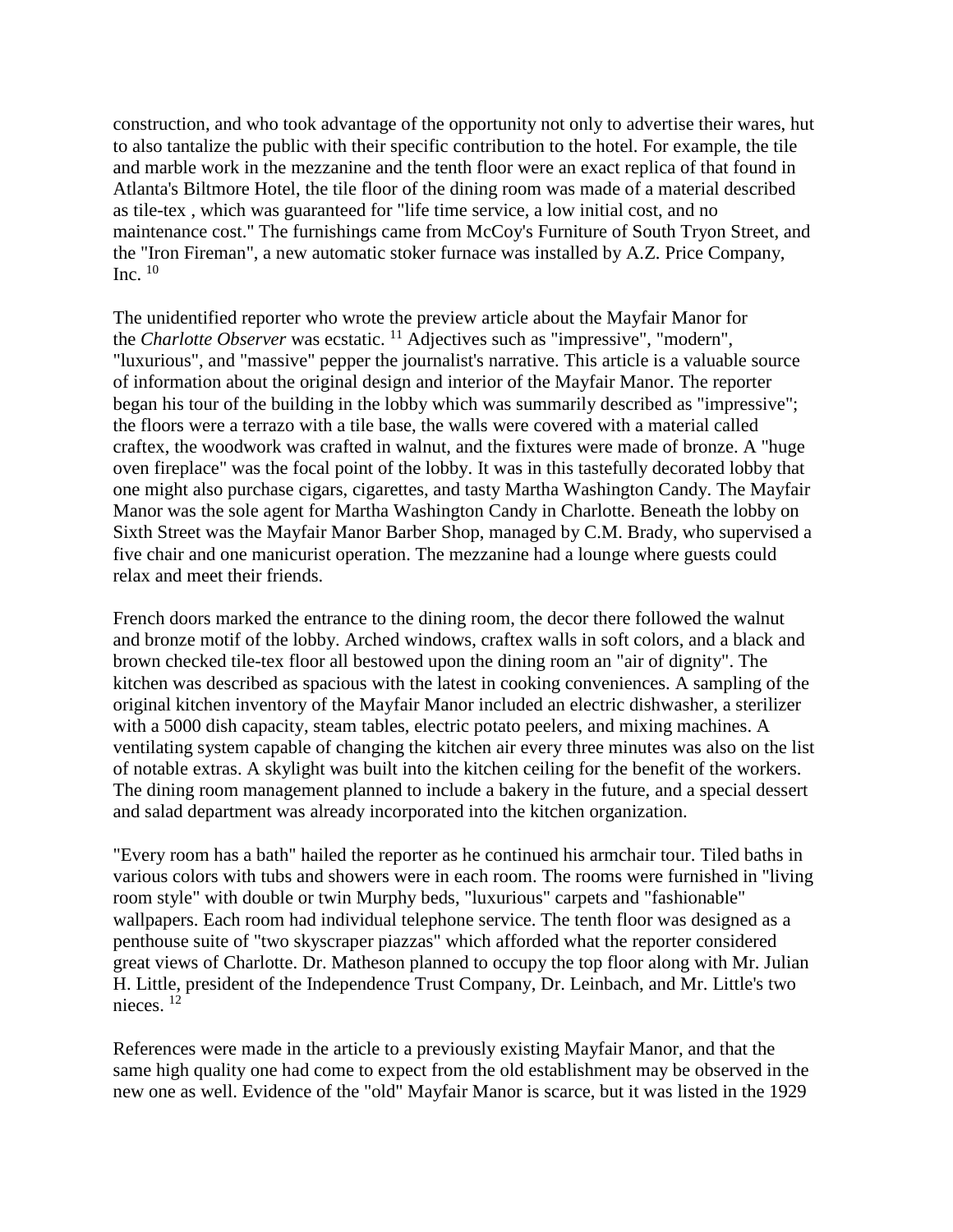construction, and who took advantage of the opportunity not only to advertise their wares, hut to also tantalize the public with their specific contribution to the hotel. For example, the tile and marble work in the mezzanine and the tenth floor were an exact replica of that found in Atlanta's Biltmore Hotel, the tile floor of the dining room was made of a material described as tile-tex , which was guaranteed for "life time service, a low initial cost, and no maintenance cost." The furnishings came from McCoy's Furniture of South Tryon Street, and the "Iron Fireman", a new automatic stoker furnace was installed by A.Z. Price Company, Inc. [10]

The unidentified reporter who wrote the preview article about the Mayfair Manor for the *Charlotte Observer* was ecstatic. [11] Adjectives such as "impressive", "modern", "luxurious", and "massive" pepper the journalist's narrative. This article is a valuable source of information about the original design and interior of the Mayfair Manor. The reporter began his tour of the building in the lobby which was summarily described as "impressive"; the floors were a terrazo with a tile base, the walls were covered with a material called craftex, the woodwork was crafted in walnut, and the fixtures were made of bronze. A "huge oven fireplace" was the focal point of the lobby. It was in this tastefully decorated lobby that one might also purchase cigars, cigarettes, and tasty Martha Washington Candy. The Mayfair Manor was the sole agent for Martha Washington Candy in Charlotte. Beneath the lobby on Sixth Street was the Mayfair Manor Barber Shop, managed by C.M. Brady, who supervised a five chair and one manicurist operation. The mezzanine had a lounge where guests could relax and meet their friends.

French doors marked the entrance to the dining room, the decor there followed the walnut and bronze motif of the lobby. Arched windows, craftex walls in soft colors, and a black and brown checked tile-tex floor all bestowed upon the dining room an "air of dignity". The kitchen was described as spacious with the latest in cooking conveniences. A sampling of the original kitchen inventory of the Mayfair Manor included an electric dishwasher, a sterilizer with a 5000 dish capacity, steam tables, electric potato peelers, and mixing machines. A ventilating system capable of changing the kitchen air every three minutes was also on the list of notable extras. A skylight was built into the kitchen ceiling for the benefit of the workers. The dining room management planned to include a bakery in the future, and a special dessert and salad department was already incorporated into the kitchen organization.

"Every room has a bath" hailed the reporter as he continued his armchair tour. Tiled baths in various colors with tubs and showers were in each room. The rooms were furnished in "living room style" with double or twin Murphy beds, "luxurious" carpets and "fashionable" wallpapers. Each room had individual telephone service. The tenth floor was designed as a penthouse suite of "two skyscraper piazzas" which afforded what the reporter considered great views of Charlotte. Dr. Matheson planned to occupy the top floor along with Mr. Julian H. Little, president of the Independence Trust Company, Dr. Leinbach, and Mr. Little's two nieces. [12]

References were made in the article to a previously existing Mayfair Manor, and that the same high quality one had come to expect from the old establishment may be observed in the new one as well. Evidence of the "old" Mayfair Manor is scarce, but it was listed in the 1929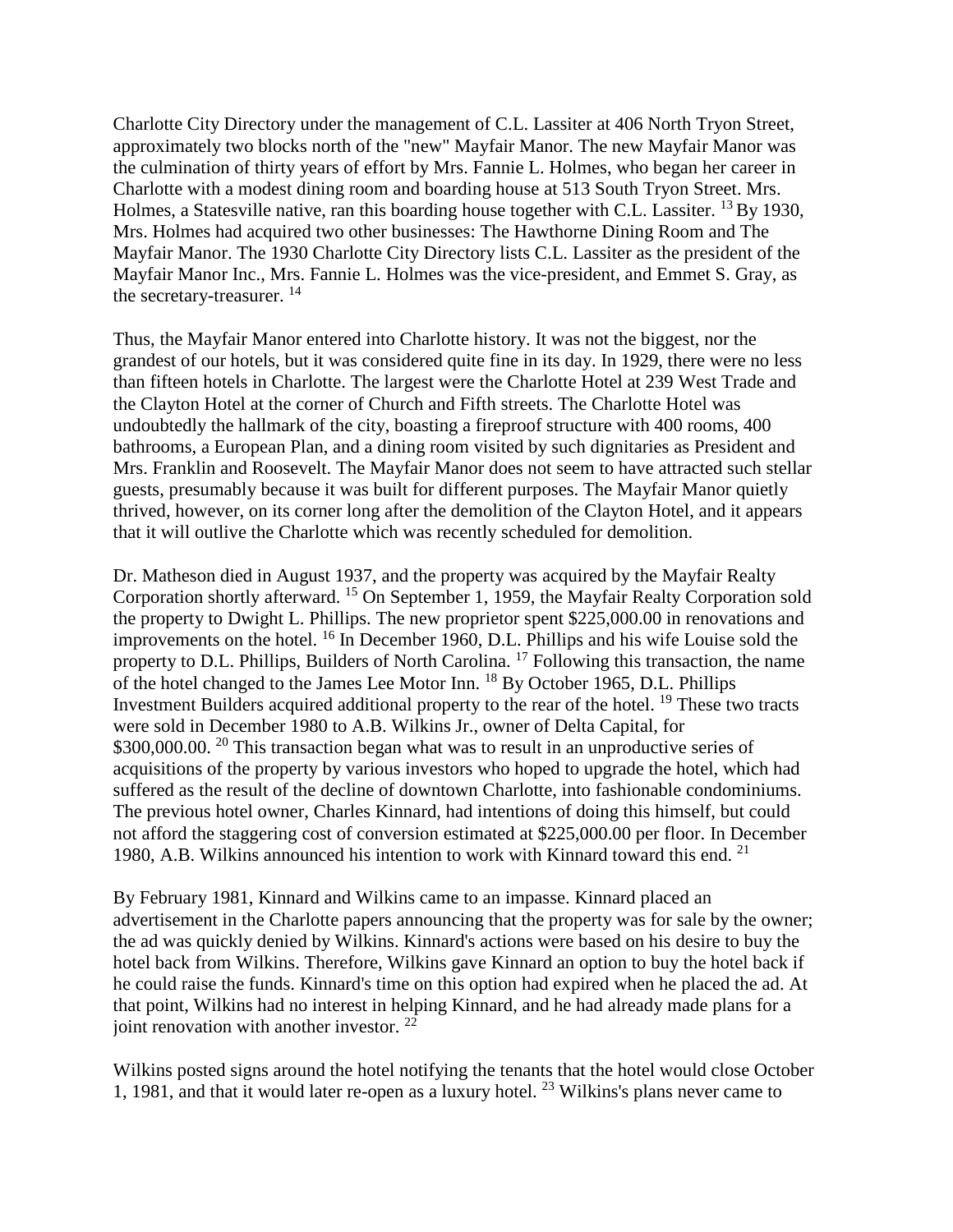Charlotte City Directory under the management of C.L. Lassiter at 406 North Tryon Street, approximately two blocks north of the "new" Mayfair Manor. The new Mayfair Manor was the culmination of thirty years of effort by Mrs. Fannie L. Holmes, who began her career in Charlotte with a modest dining room and boarding house at 513 South Tryon Street. Mrs. Holmes, a Statesville native, ran this boarding house together with C.L. Lassiter. [13] By 1930, Mrs. Holmes had acquired two other businesses: The Hawthorne Dining Room and The Mayfair Manor. The 1930 Charlotte City Directory lists C.L. Lassiter as the president of the Mayfair Manor Inc., Mrs. Fannie L. Holmes was the vice-president, and Emmet S. Gray, as the secretary-treasurer. [14]

Thus, the Mayfair Manor entered into Charlotte history. It was not the biggest, nor the grandest of our hotels, but it was considered quite fine in its day. In 1929, there were no less than fifteen hotels in Charlotte. The largest were the Charlotte Hotel at 239 West Trade and the Clayton Hotel at the corner of Church and Fifth streets. The Charlotte Hotel was undoubtedly the hallmark of the city, boasting a fireproof structure with 400 rooms, 400 bathrooms, a European Plan, and a dining room visited by such dignitaries as President and Mrs. Franklin and Roosevelt. The Mayfair Manor does not seem to have attracted such stellar guests, presumably because it was built for different purposes. The Mayfair Manor quietly thrived, however, on its corner long after the demolition of the Clayton Hotel, and it appears that it will outlive the Charlotte which was recently scheduled for demolition.

Dr. Matheson died in August 1937, and the property was acquired by the Mayfair Realty Corporation shortly afterward. [15] On September 1, 1959, the Mayfair Realty Corporation sold the property to Dwight L. Phillips. The new proprietor spent $225,000.00 in renovations and improvements on the hotel. [16] In December 1960, D.L. Phillips and his wife Louise sold the property to D.L. Phillips, Builders of North Carolina. [17] Following this transaction, the name of the hotel changed to the James Lee Motor Inn. [18] By October 1965, D.L. Phillips Investment Builders acquired additional property to the rear of the hotel. [19] These two tracts were sold in December 1980 to A.B. Wilkins Jr., owner of Delta Capital, for $300,000.00. [20] This transaction began what was to result in an unproductive series of acquisitions of the property by various investors who hoped to upgrade the hotel, which had suffered as the result of the decline of downtown Charlotte, into fashionable condominiums. The previous hotel owner, Charles Kinnard, had intentions of doing this himself, but could not afford the staggering cost of conversion estimated at $225,000.00 per floor. In December 1980, A.B. Wilkins announced his intention to work with Kinnard toward this end. [21]

By February 1981, Kinnard and Wilkins came to an impasse. Kinnard placed an advertisement in the Charlotte papers announcing that the property was for sale by the owner; the ad was quickly denied by Wilkins. Kinnard's actions were based on his desire to buy the hotel back from Wilkins. Therefore, Wilkins gave Kinnard an option to buy the hotel back if he could raise the funds. Kinnard's time on this option had expired when he placed the ad. At that point, Wilkins had no interest in helping Kinnard, and he had already made plans for a joint renovation with another investor. [22]

Wilkins posted signs around the hotel notifying the tenants that the hotel would close October 1, 1981, and that it would later re-open as a luxury hotel. [23] Wilkins's plans never came to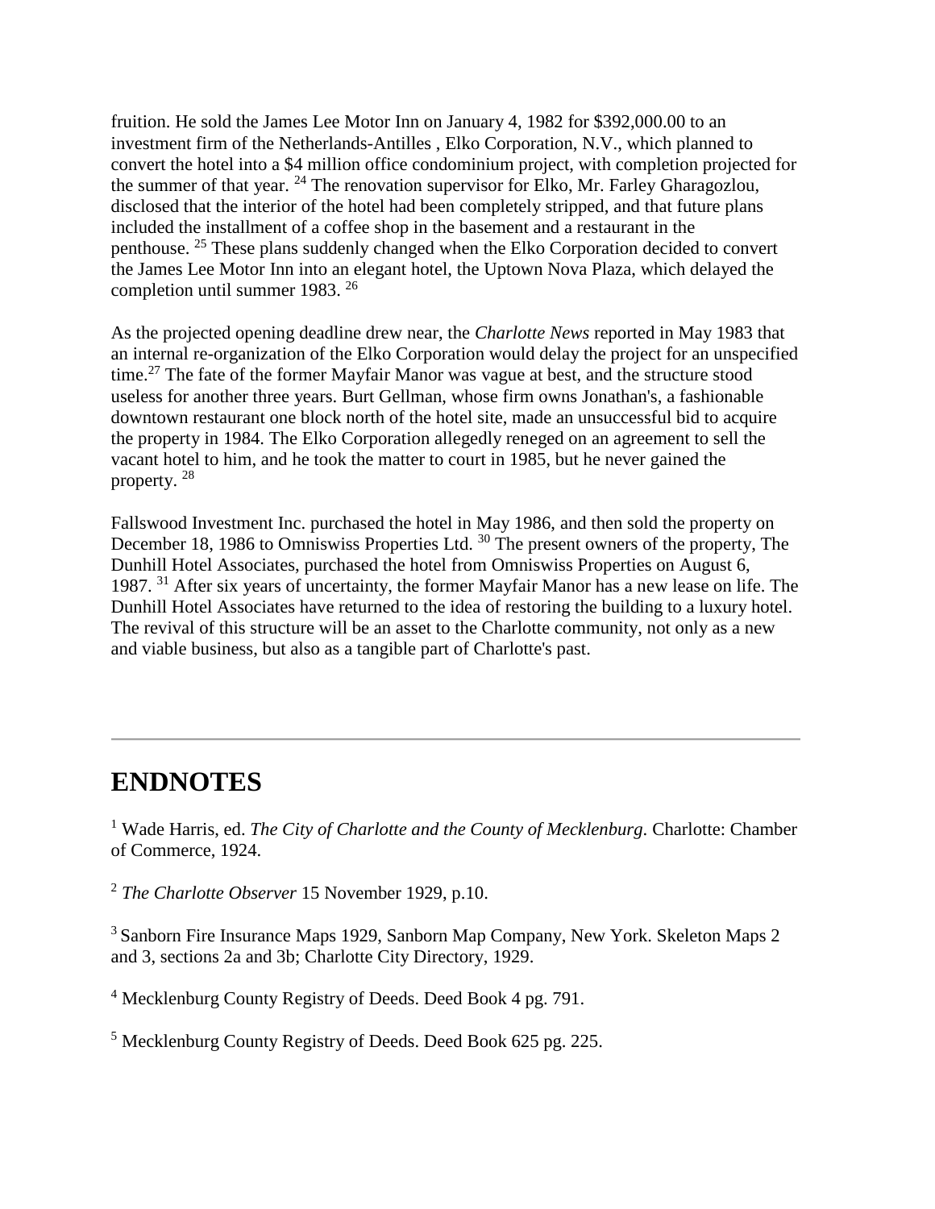fruition. He sold the James Lee Motor Inn on January 4, 1982 for $392,000.00 to an investment firm of the Netherlands-Antilles , Elko Corporation, N.V., which planned to convert the hotel into a $4 million office condominium project, with completion projected for the summer of that year. [24] The renovation supervisor for Elko, Mr. Farley Gharagozlou, disclosed that the interior of the hotel had been completely stripped, and that future plans included the installment of a coffee shop in the basement and a restaurant in the penthouse. [25] These plans suddenly changed when the Elko Corporation decided to convert the James Lee Motor Inn into an elegant hotel, the Uptown Nova Plaza, which delayed the completion until summer 1983. [26]

As the projected opening deadline drew near, the *Charlotte News* reported in May 1983 that an internal re-organization of the Elko Corporation would delay the project for an unspecified time.[27] The fate of the former Mayfair Manor was vague at best, and the structure stood useless for another three years. Burt Gellman, whose firm owns Jonathan's, a fashionable downtown restaurant one block north of the hotel site, made an unsuccessful bid to acquire the property in 1984. The Elko Corporation allegedly reneged on an agreement to sell the vacant hotel to him, and he took the matter to court in 1985, but he never gained the property. [28]

Fallswood Investment Inc. purchased the hotel in May 1986, and then sold the property on December 18, 1986 to Omniswiss Properties Ltd. [30] The present owners of the property, The Dunhill Hotel Associates, purchased the hotel from Omniswiss Properties on August 6, 1987. [31] After six years of uncertainty, the former Mayfair Manor has a new lease on life. The Dunhill Hotel Associates have returned to the idea of restoring the building to a luxury hotel. The revival of this structure will be an asset to the Charlotte community, not only as a new and viable business, but also as a tangible part of Charlotte's past.

---

## ENDNOTES

[1] Wade Harris, ed. *The City of Charlotte and the County of Mecklenburg.* Charlotte: Chamber of Commerce, 1924.

[2] *The Charlotte Observer* 15 November 1929, p.10.

[3] Sanborn Fire Insurance Maps 1929, Sanborn Map Company, New York. Skeleton Maps 2 and 3, sections 2a and 3b; Charlotte City Directory, 1929.

[4] Mecklenburg County Registry of Deeds. Deed Book 4 pg. 791.

[5] Mecklenburg County Registry of Deeds. Deed Book 625 pg. 225.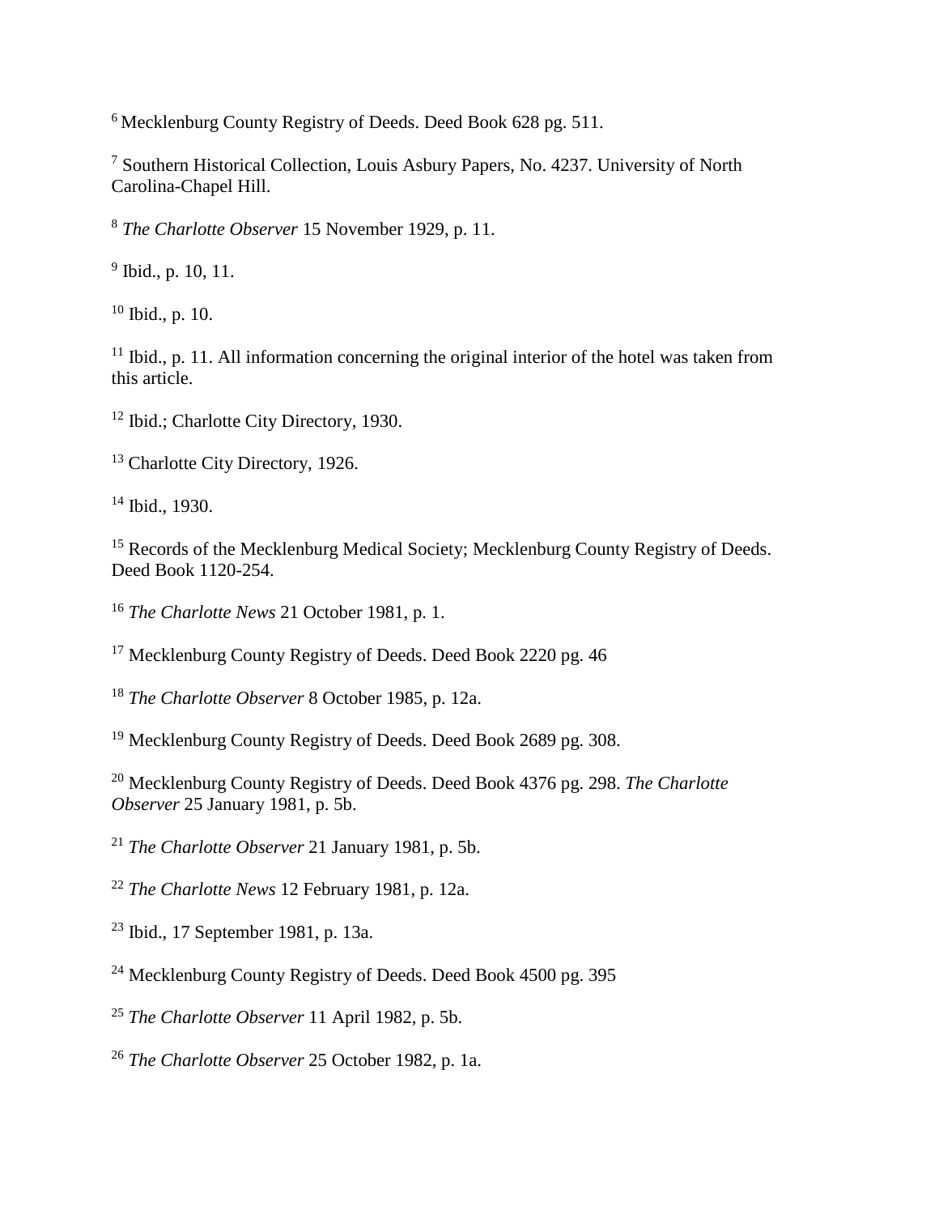[6] Mecklenburg County Registry of Deeds. Deed Book 628 pg. 511.

[7] Southern Historical Collection, Louis Asbury Papers, No. 4237. University of North Carolina-Chapel Hill.

[8] *The Charlotte Observer* 15 November 1929, p. 11.

[9] Ibid., p. 10, 11.

[10] Ibid., p. 10.

[11] Ibid., p. 11. All information concerning the original interior of the hotel was taken from this article.

[12] Ibid.; Charlotte City Directory, 1930.

[13] Charlotte City Directory, 1926.

[14] Ibid., 1930.

[15] Records of the Mecklenburg Medical Society; Mecklenburg County Registry of Deeds. Deed Book 1120-254.

[16] *The Charlotte News* 21 October 1981, p. 1.

[17] Mecklenburg County Registry of Deeds. Deed Book 2220 pg. 46

[18] *The Charlotte Observer* 8 October 1985, p. 12a.

[19] Mecklenburg County Registry of Deeds. Deed Book 2689 pg. 308.

[20] Mecklenburg County Registry of Deeds. Deed Book 4376 pg. 298. *The Charlotte Observer* 25 January 1981, p. 5b.

[21] *The Charlotte Observer* 21 January 1981, p. 5b.

[22] *The Charlotte News* 12 February 1981, p. 12a.

[23] Ibid., 17 September 1981, p. 13a.

[24] Mecklenburg County Registry of Deeds. Deed Book 4500 pg. 395

[25] *The Charlotte Observer* 11 April 1982, p. 5b.

[26] *The Charlotte Observer* 25 October 1982, p. 1a.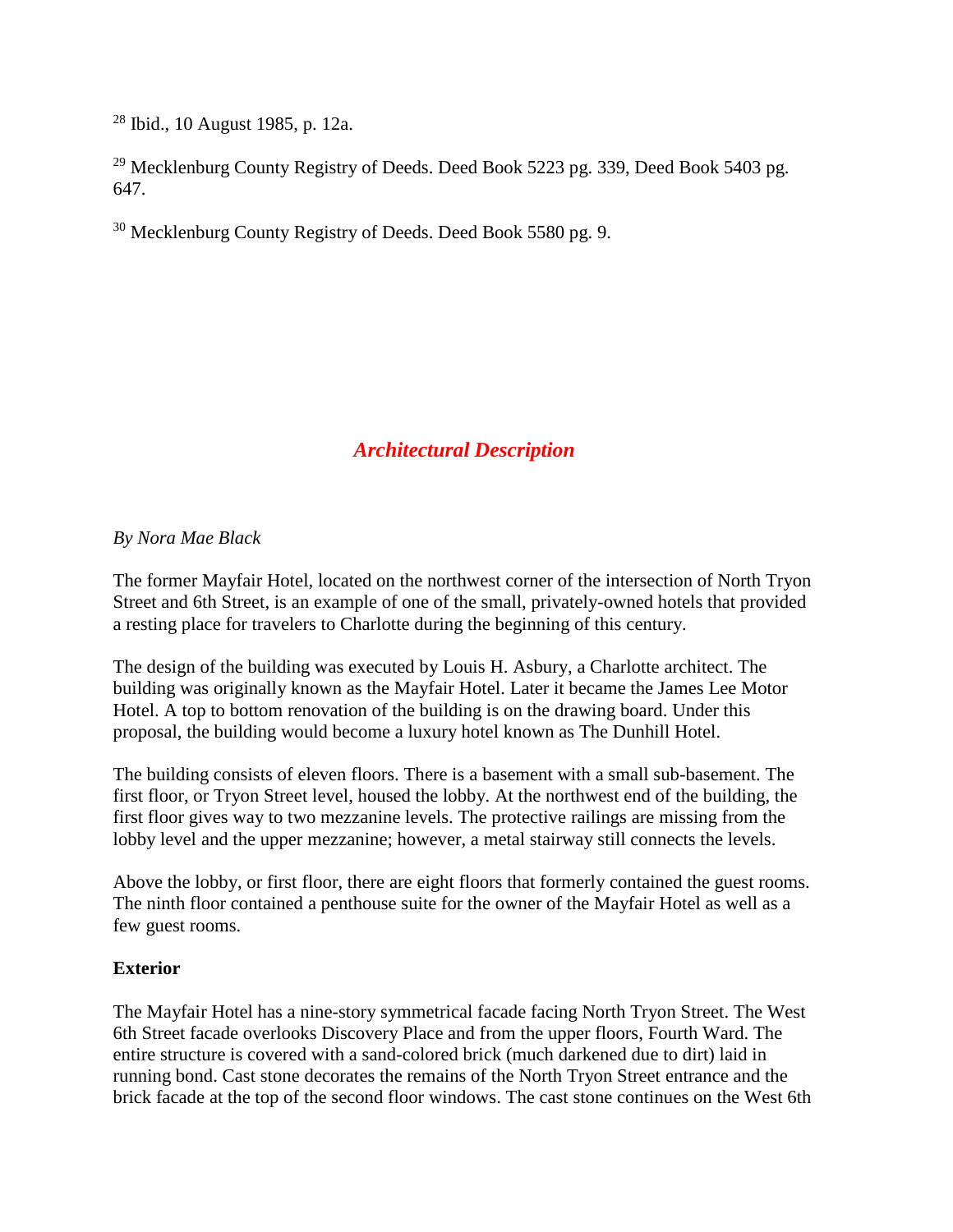[28] Ibid., 10 August 1985, p. 12a.

[29] Mecklenburg County Registry of Deeds. Deed Book 5223 pg. 339, Deed Book 5403 pg. 647.

[30] Mecklenburg County Registry of Deeds. Deed Book 5580 pg. 9.

## *Architectural Description*

*By Nora Mae Black*

The former Mayfair Hotel, located on the northwest corner of the intersection of North Tryon Street and 6th Street, is an example of one of the small, privately-owned hotels that provided a resting place for travelers to Charlotte during the beginning of this century.

The design of the building was executed by Louis H. Asbury, a Charlotte architect. The building was originally known as the Mayfair Hotel. Later it became the James Lee Motor Hotel. A top to bottom renovation of the building is on the drawing board. Under this proposal, the building would become a luxury hotel known as The Dunhill Hotel.

The building consists of eleven floors. There is a basement with a small sub-basement. The first floor, or Tryon Street level, housed the lobby. At the northwest end of the building, the first floor gives way to two mezzanine levels. The protective railings are missing from the lobby level and the upper mezzanine; however, a metal stairway still connects the levels.

Above the lobby, or first floor, there are eight floors that formerly contained the guest rooms. The ninth floor contained a penthouse suite for the owner of the Mayfair Hotel as well as a few guest rooms.

**Exterior**

The Mayfair Hotel has a nine-story symmetrical facade facing North Tryon Street. The West 6th Street facade overlooks Discovery Place and from the upper floors, Fourth Ward. The entire structure is covered with a sand-colored brick (much darkened due to dirt) laid in running bond. Cast stone decorates the remains of the North Tryon Street entrance and the brick facade at the top of the second floor windows. The cast stone continues on the West 6th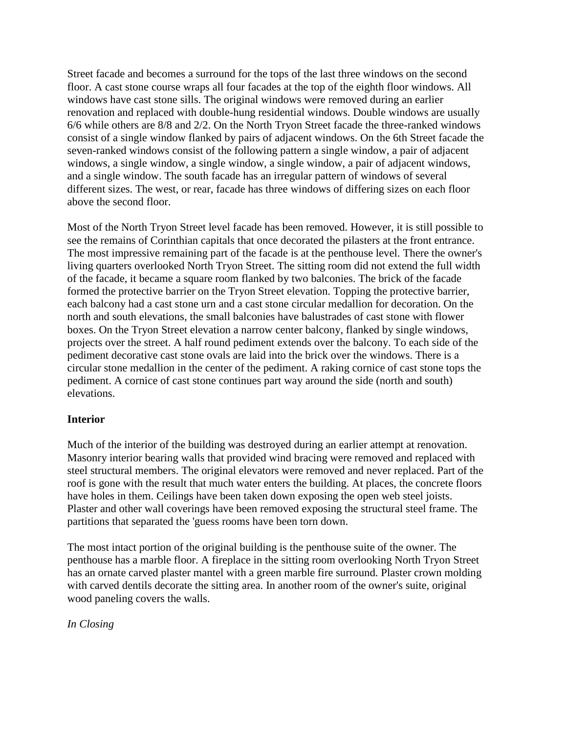Street facade and becomes a surround for the tops of the last three windows on the second floor. A cast stone course wraps all four facades at the top of the eighth floor windows. All windows have cast stone sills. The original windows were removed during an earlier renovation and replaced with double-hung residential windows. Double windows are usually 6/6 while others are 8/8 and 2/2. On the North Tryon Street facade the three-ranked windows consist of a single window flanked by pairs of adjacent windows. On the 6th Street facade the seven-ranked windows consist of the following pattern a single window, a pair of adjacent windows, a single window, a single window, a single window, a pair of adjacent windows, and a single window. The south facade has an irregular pattern of windows of several different sizes. The west, or rear, facade has three windows of differing sizes on each floor above the second floor.

Most of the North Tryon Street level facade has been removed. However, it is still possible to see the remains of Corinthian capitals that once decorated the pilasters at the front entrance. The most impressive remaining part of the facade is at the penthouse level. There the owner's living quarters overlooked North Tryon Street. The sitting room did not extend the full width of the facade, it became a square room flanked by two balconies. The brick of the facade formed the protective barrier on the Tryon Street elevation. Topping the protective barrier, each balcony had a cast stone urn and a cast stone circular medallion for decoration. On the north and south elevations, the small balconies have balustrades of cast stone with flower boxes. On the Tryon Street elevation a narrow center balcony, flanked by single windows, projects over the street. A half round pediment extends over the balcony. To each side of the pediment decorative cast stone ovals are laid into the brick over the windows. There is a circular stone medallion in the center of the pediment. A raking cornice of cast stone tops the pediment. A cornice of cast stone continues part way around the side (north and south) elevations.

**Interior**

Much of the interior of the building was destroyed during an earlier attempt at renovation. Masonry interior bearing walls that provided wind bracing were removed and replaced with steel structural members. The original elevators were removed and never replaced. Part of the roof is gone with the result that much water enters the building. At places, the concrete floors have holes in them. Ceilings have been taken down exposing the open web steel joists. Plaster and other wall coverings have been removed exposing the structural steel frame. The partitions that separated the 'guess rooms have been torn down.

The most intact portion of the original building is the penthouse suite of the owner. The penthouse has a marble floor. A fireplace in the sitting room overlooking North Tryon Street has an ornate carved plaster mantel with a green marble fire surround. Plaster crown molding with carved dentils decorate the sitting area. In another room of the owner's suite, original wood paneling covers the walls.

*In Closing*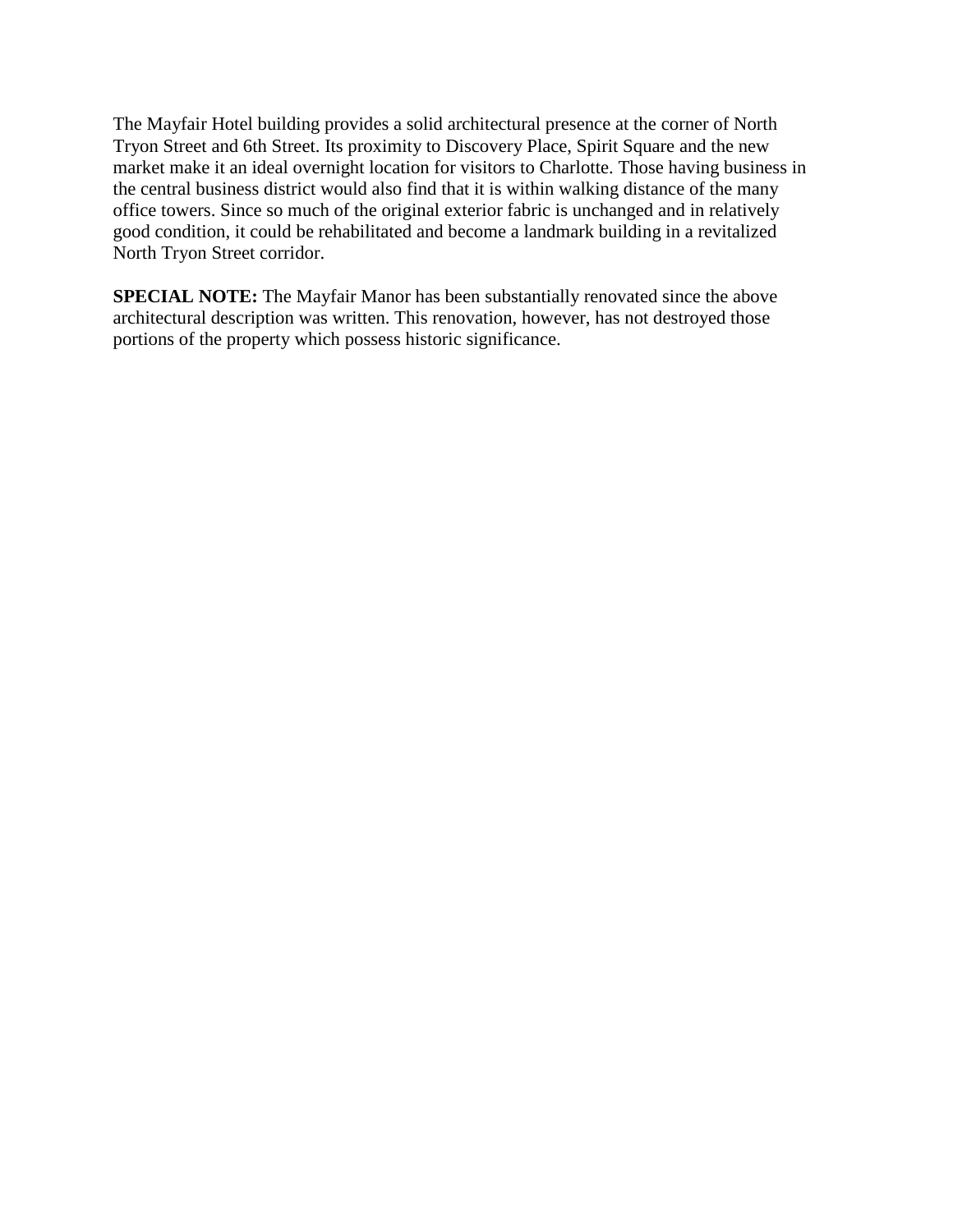The Mayfair Hotel building provides a solid architectural presence at the corner of North Tryon Street and 6th Street. Its proximity to Discovery Place, Spirit Square and the new market make it an ideal overnight location for visitors to Charlotte. Those having business in the central business district would also find that it is within walking distance of the many office towers. Since so much of the original exterior fabric is unchanged and in relatively good condition, it could be rehabilitated and become a landmark building in a revitalized North Tryon Street corridor.

**SPECIAL NOTE:** The Mayfair Manor has been substantially renovated since the above architectural description was written. This renovation, however, has not destroyed those portions of the property which possess historic significance.